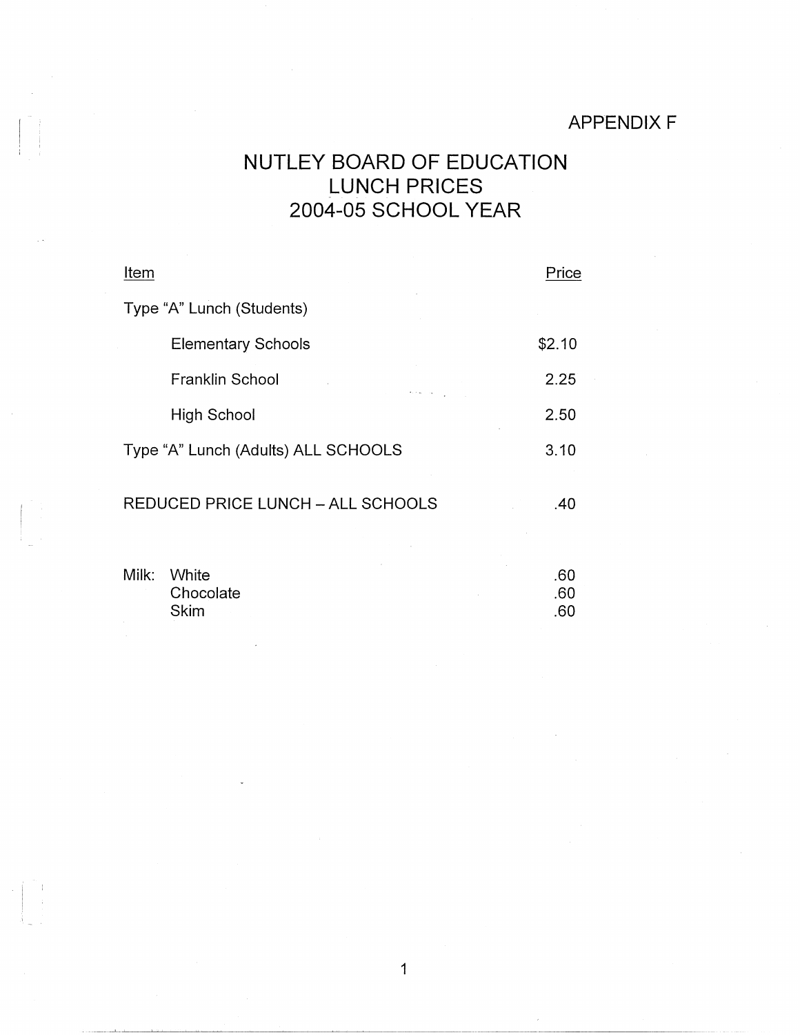APPENDIX F

# NUTLEY BOARD OF EDUCATION
# LUNCH PRICES
# 2004-05 SCHOOL YEAR

| Item | Price |
|---|---|
| Type "A" Lunch (Students) | |
| Elementary Schools | $2.10 |
| Franklin School | 2.25 |
| High School | 2.50 |
| Type "A" Lunch (Adults) ALL SCHOOLS | 3.10 |
| REDUCED PRICE LUNCH – ALL SCHOOLS | .40 |
| Milk: White | .60 |
| Chocolate | .60 |
| Skim | .60 |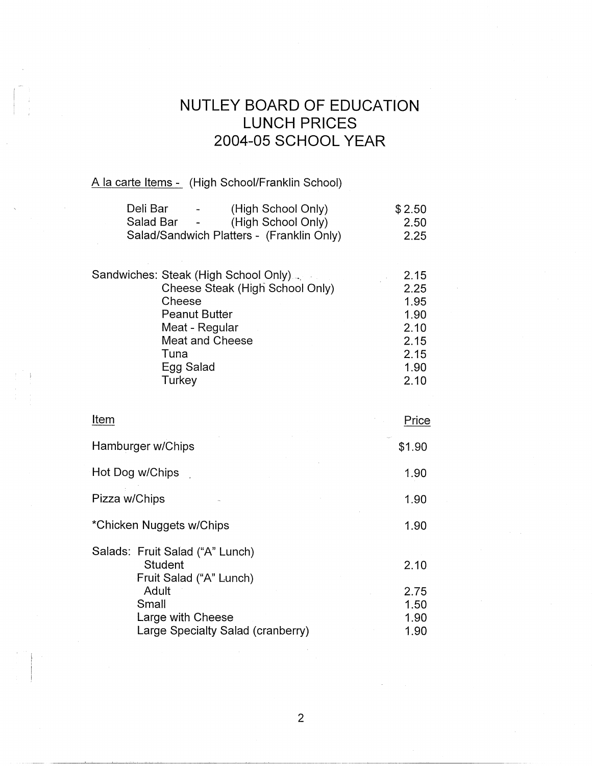# NUTLEY BOARD OF EDUCATION
# LUNCH PRICES
# 2004-05 SCHOOL YEAR

A la carte Items - (High School/Franklin School)

| Item | Price |
|---|---|
| Deli Bar - (High School Only) | $ 2.50 |
| Salad Bar - (High School Only) | 2.50 |
| Salad/Sandwich Platters - (Franklin Only) | 2.25 |

| Sandwiches | Price |
|---|---|
| Steak (High School Only) | 2.15 |
| Cheese Steak (High School Only) | 2.25 |
| Cheese | 1.95 |
| Peanut Butter | 1.90 |
| Meat - Regular | 2.10 |
| Meat and Cheese | 2.15 |
| Tuna | 2.15 |
| Egg Salad | 1.90 |
| Turkey | 2.10 |

| Item | Price |
|---|---|
| Hamburger w/Chips | $1.90 |
| Hot Dog w/Chips | 1.90 |
| Pizza w/Chips | 1.90 |
| *Chicken Nuggets w/Chips | 1.90 |
| Salads: Fruit Salad ("A" Lunch) Student | 2.10 |
| Fruit Salad ("A" Lunch) Adult | 2.75 |
| Small | 1.50 |
| Large with Cheese | 1.90 |
| Large Specialty Salad (cranberry) | 1.90 |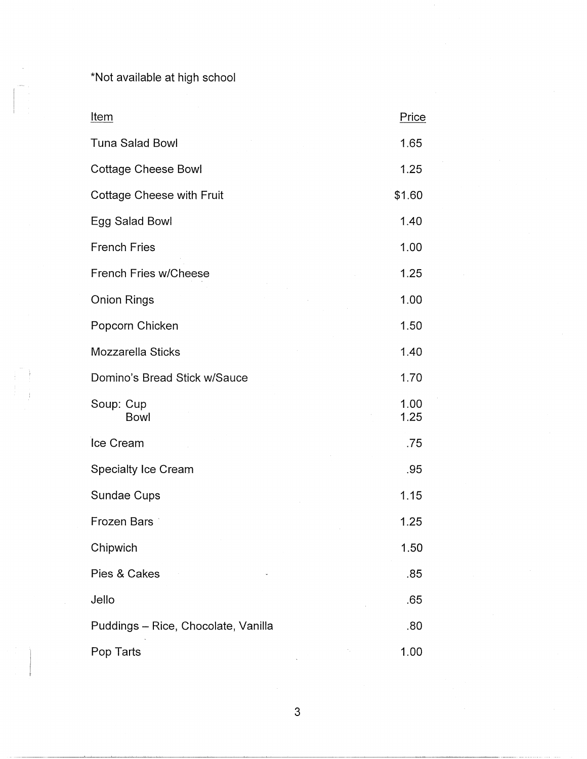*Not available at high school

| Item | Price |
| --- | --- |
| Tuna Salad Bowl | 1.65 |
| Cottage Cheese Bowl | 1.25 |
| Cottage Cheese with Fruit | $1.60 |
| Egg Salad Bowl | 1.40 |
| French Fries | 1.00 |
| French Fries w/Cheese | 1.25 |
| Onion Rings | 1.00 |
| Popcorn Chicken | 1.50 |
| Mozzarella Sticks | 1.40 |
| Domino's Bread Stick w/Sauce | 1.70 |
| Soup: Cup | 1.00 |
| Bowl | 1.25 |
| Ice Cream | .75 |
| Specialty Ice Cream | .95 |
| Sundae Cups | 1.15 |
| Frozen Bars | 1.25 |
| Chipwich | 1.50 |
| Pies & Cakes | .85 |
| Jello | .65 |
| Puddings – Rice, Chocolate, Vanilla | .80 |
| Pop Tarts | 1.00 |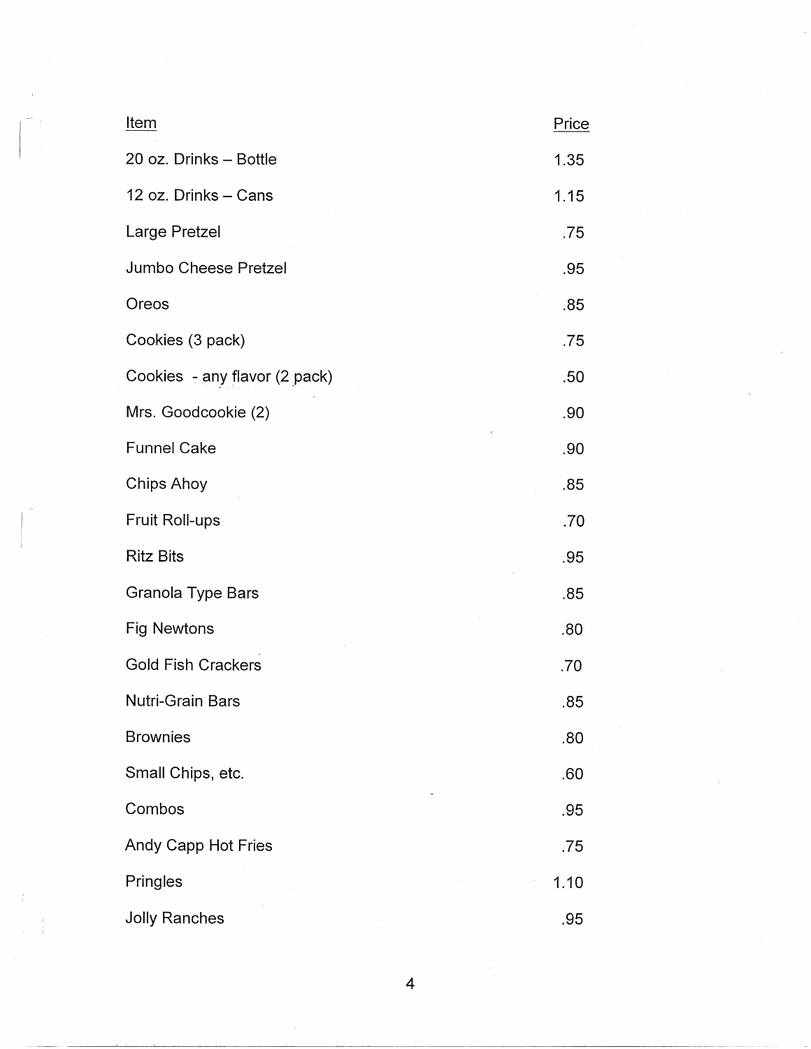| Item | Price |
|---|---|
| 20 oz. Drinks – Bottle | 1.35 |
| 12 oz. Drinks – Cans | 1.15 |
| Large Pretzel | .75 |
| Jumbo Cheese Pretzel | .95 |
| Oreos | .85 |
| Cookies (3 pack) | .75 |
| Cookies - any flavor (2 pack) | .50 |
| Mrs. Goodcookie (2) | .90 |
| Funnel Cake | .90 |
| Chips Ahoy | .85 |
| Fruit Roll-ups | .70 |
| Ritz Bits | .95 |
| Granola Type Bars | .85 |
| Fig Newtons | .80 |
| Gold Fish Crackers | .70 |
| Nutri-Grain Bars | .85 |
| Brownies | .80 |
| Small Chips, etc. | .60 |
| Combos | .95 |
| Andy Capp Hot Fries | .75 |
| Pringles | 1.10 |
| Jolly Ranches | .95 |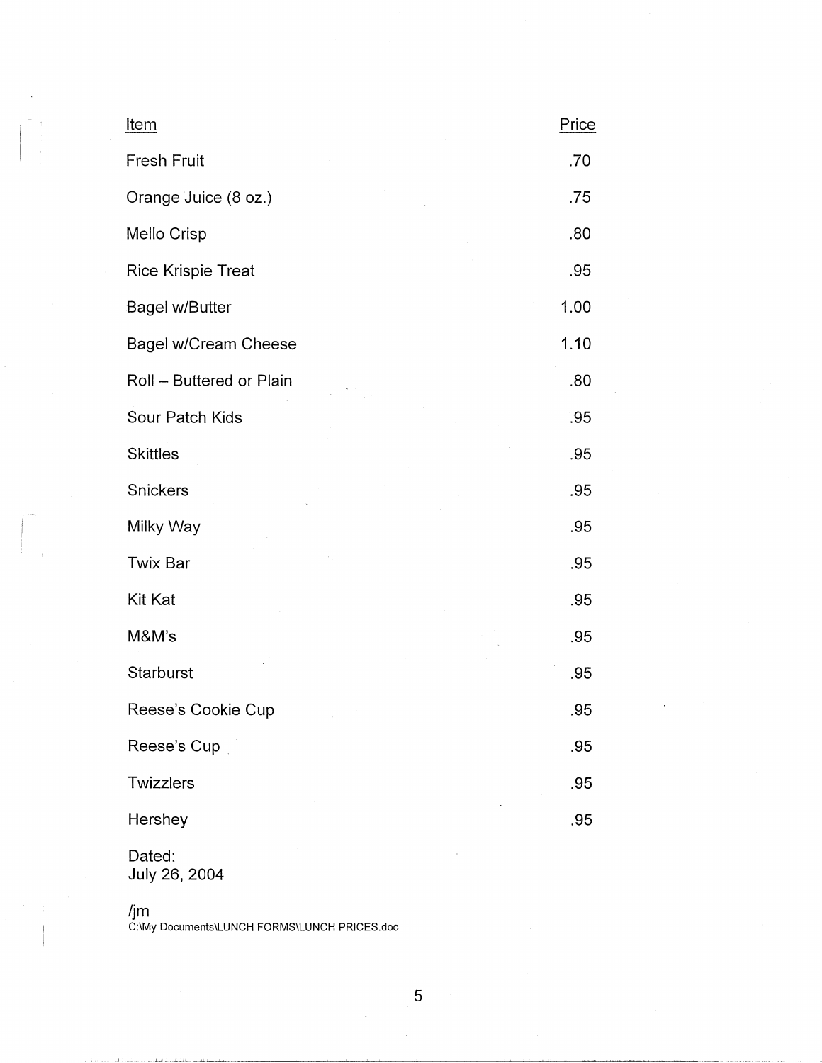| Item | Price |
| --- | --- |
| Fresh Fruit | .70 |
| Orange Juice (8 oz.) | .75 |
| Mello Crisp | .80 |
| Rice Krispie Treat | .95 |
| Bagel w/Butter | 1.00 |
| Bagel w/Cream Cheese | 1.10 |
| Roll – Buttered or Plain | .80 |
| Sour Patch Kids | .95 |
| Skittles | .95 |
| Snickers | .95 |
| Milky Way | .95 |
| Twix Bar | .95 |
| Kit Kat | .95 |
| M&M's | .95 |
| Starburst | .95 |
| Reese's Cookie Cup | .95 |
| Reese's Cup | .95 |
| Twizzlers | .95 |
| Hershey | .95 |

Dated:
July 26, 2004

/jm
C:\My Documents\LUNCH FORMS\LUNCH PRICES.doc